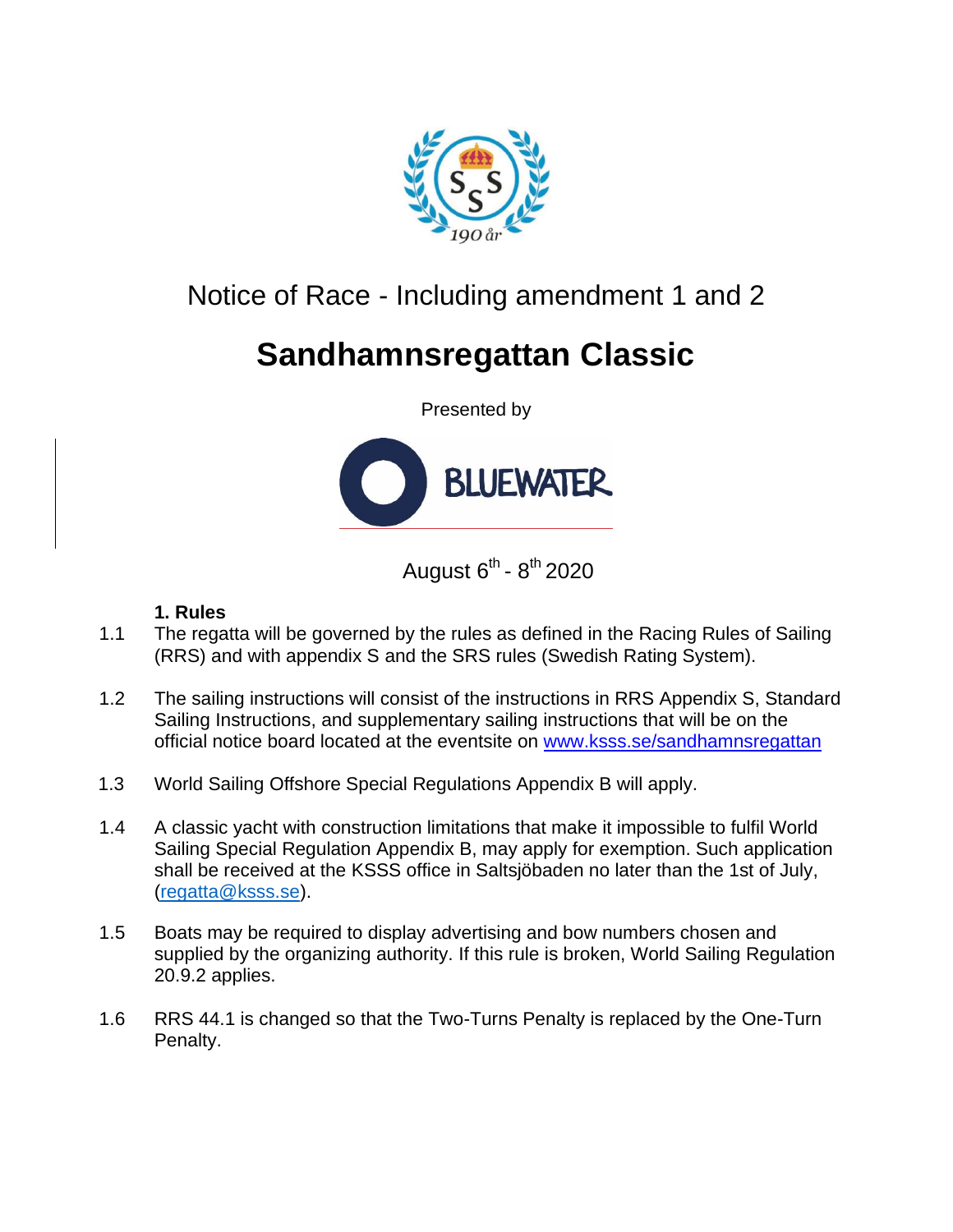Notice of Race - Including amendment 1 and 2

# Sandhamnsregattan Classic

Presented by

August 6th - 8th 2020

## 1. Rules

1.1 The regatta will be governed by the rules as defined in the Racing Rules of Sailing (RRS) and with appendix S and the SRS rules (Swedish Rating System).

1.2 The sailing instructions will consist of the instructions in RRS Appendix S, Standard Sailing Instructions, and supplementary sailing instructions that will be on the official notice board located at the eventsite on [www.ksss.se/sandhamnsregattan](http://www.ksss.se/sandhamnsregattan)

1.3 World Sailing Offshore Special Regulations Appendix B will apply.

1.4 A classic yacht with construction limitations that make it impossible to fulfil World Sailing Special Regulation Appendix B, may apply for exemption. Such application shall be received at the KSSS office in Saltsjöbaden no later than the 1st of July, ([regatta@ksss.se](mailto:regatta@ksss.se)).

1.5 Boats may be required to display advertising and bow numbers chosen and supplied by the organizing authority. If this rule is broken, World Sailing Regulation 20.9.2 applies.

1.6 RRS 44.1 is changed so that the Two-Turns Penalty is replaced by the One-Turn Penalty.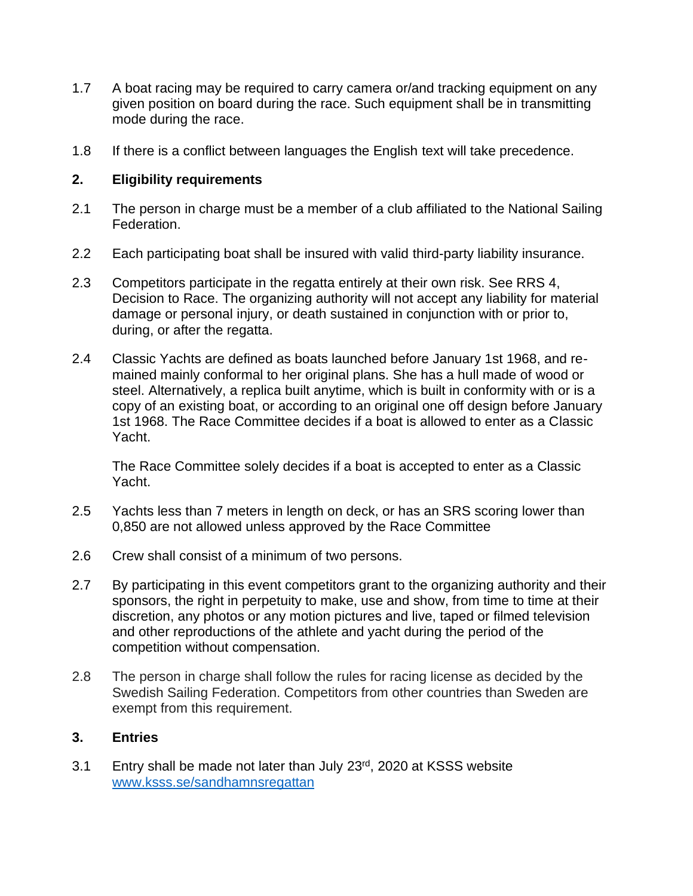1.7 A boat racing may be required to carry camera or/and tracking equipment on any given position on board during the race. Such equipment shall be in transmitting mode during the race.

1.8 If there is a conflict between languages the English text will take precedence.

## 2. Eligibility requirements

2.1 The person in charge must be a member of a club affiliated to the National Sailing Federation.

2.2 Each participating boat shall be insured with valid third-party liability insurance.

2.3 Competitors participate in the regatta entirely at their own risk. See RRS 4, Decision to Race. The organizing authority will not accept any liability for material damage or personal injury, or death sustained in conjunction with or prior to, during, or after the regatta.

2.4 Classic Yachts are defined as boats launched before January 1st 1968, and re-mained mainly conformal to her original plans. She has a hull made of wood or steel. Alternatively, a replica built anytime, which is built in conformity with or is a copy of an existing boat, or according to an original one off design before January 1st 1968. The Race Committee decides if a boat is allowed to enter as a Classic Yacht.

The Race Committee solely decides if a boat is accepted to enter as a Classic Yacht.

2.5 Yachts less than 7 meters in length on deck, or has an SRS scoring lower than 0,850 are not allowed unless approved by the Race Committee

2.6 Crew shall consist of a minimum of two persons.

2.7 By participating in this event competitors grant to the organizing authority and their sponsors, the right in perpetuity to make, use and show, from time to time at their discretion, any photos or any motion pictures and live, taped or filmed television and other reproductions of the athlete and yacht during the period of the competition without compensation.

2.8 The person in charge shall follow the rules for racing license as decided by the Swedish Sailing Federation. Competitors from other countries than Sweden are exempt from this requirement.

## 3. Entries

3.1 Entry shall be made not later than July 23rd, 2020 at KSSS website [www.ksss.se/sandhamnsregattan](www.ksss.se/sandhamnsregattan)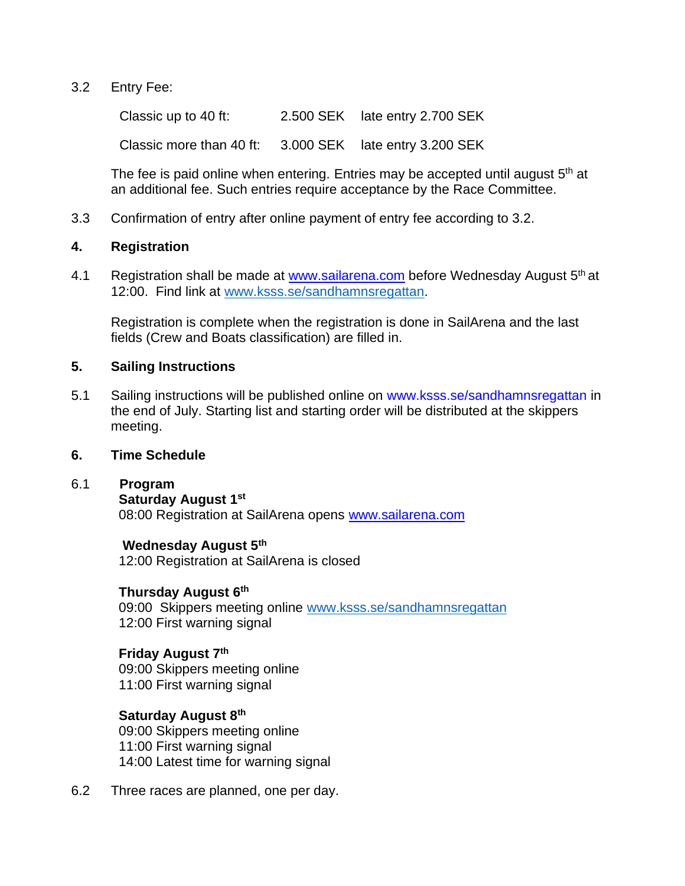3.2 Entry Fee:

| | | |
|---|---|---|
| Classic up to 40 ft: | 2.500 SEK | late entry 2.700 SEK |
| Classic more than 40 ft: | 3.000 SEK | late entry 3.200 SEK |

The fee is paid online when entering. Entries may be accepted until august 5th at an additional fee. Such entries require acceptance by the Race Committee.

3.3 Confirmation of entry after online payment of entry fee according to 3.2.

## 4. Registration

4.1 Registration shall be made at www.sailarena.com before Wednesday August 5th at 12:00. Find link at www.ksss.se/sandhamnsregattan.

Registration is complete when the registration is done in SailArena and the last fields (Crew and Boats classification) are filled in.

## 5. Sailing Instructions

5.1 Sailing instructions will be published online on www.ksss.se/sandhamnsregattan in the end of July. Starting list and starting order will be distributed at the skippers meeting.

## 6. Time Schedule

6.1 **Program**

**Saturday August 1st**
08:00 Registration at SailArena opens www.sailarena.com

**Wednesday August 5th**
12:00 Registration at SailArena is closed

**Thursday August 6th**
09:00 Skippers meeting online www.ksss.se/sandhamnsregattan
12:00 First warning signal

**Friday August 7th**
09:00 Skippers meeting online
11:00 First warning signal

**Saturday August 8th**
09:00 Skippers meeting online
11:00 First warning signal
14:00 Latest time for warning signal

6.2 Three races are planned, one per day.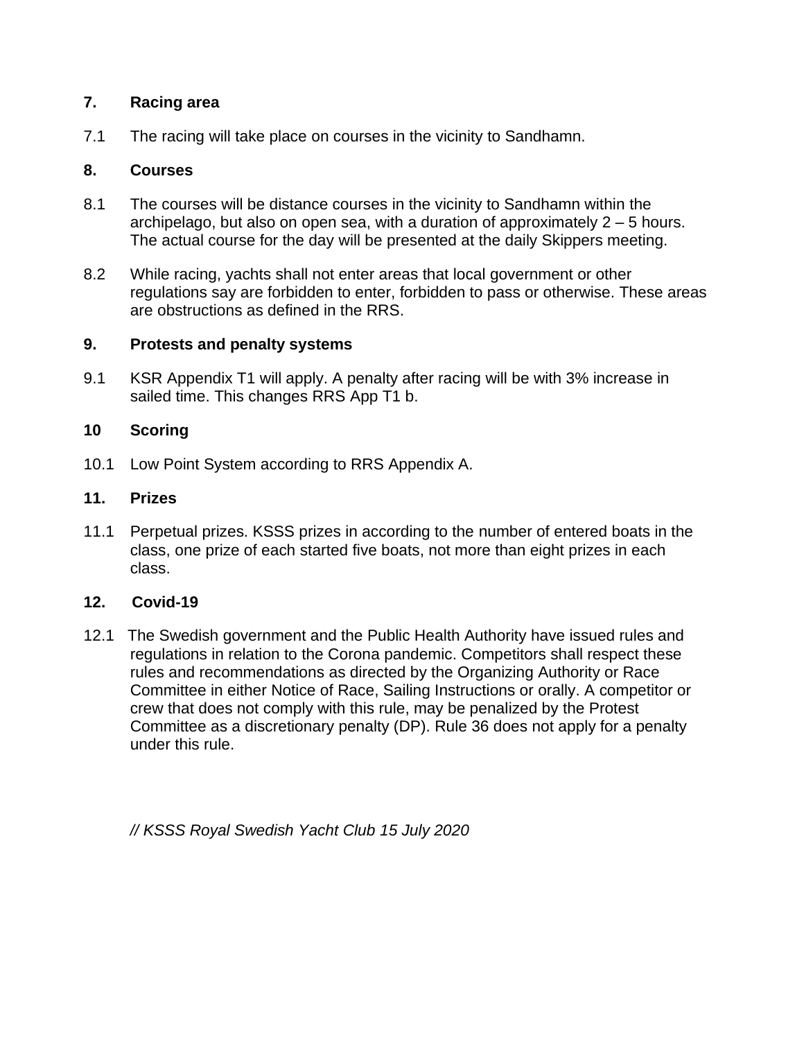## 7. Racing area

7.1 The racing will take place on courses in the vicinity to Sandhamn.

## 8. Courses

8.1 The courses will be distance courses in the vicinity to Sandhamn within the archipelago, but also on open sea, with a duration of approximately 2 – 5 hours. The actual course for the day will be presented at the daily Skippers meeting.

8.2 While racing, yachts shall not enter areas that local government or other regulations say are forbidden to enter, forbidden to pass or otherwise. These areas are obstructions as defined in the RRS.

## 9. Protests and penalty systems

9.1 KSR Appendix T1 will apply. A penalty after racing will be with 3% increase in sailed time. This changes RRS App T1 b.

## 10 Scoring

10.1 Low Point System according to RRS Appendix A.

## 11. Prizes

11.1 Perpetual prizes. KSSS prizes in according to the number of entered boats in the class, one prize of each started five boats, not more than eight prizes in each class.

## 12. Covid-19

12.1 The Swedish government and the Public Health Authority have issued rules and regulations in relation to the Corona pandemic. Competitors shall respect these rules and recommendations as directed by the Organizing Authority or Race Committee in either Notice of Race, Sailing Instructions or orally. A competitor or crew that does not comply with this rule, may be penalized by the Protest Committee as a discretionary penalty (DP). Rule 36 does not apply for a penalty under this rule.

*// KSSS Royal Swedish Yacht Club 15 July 2020*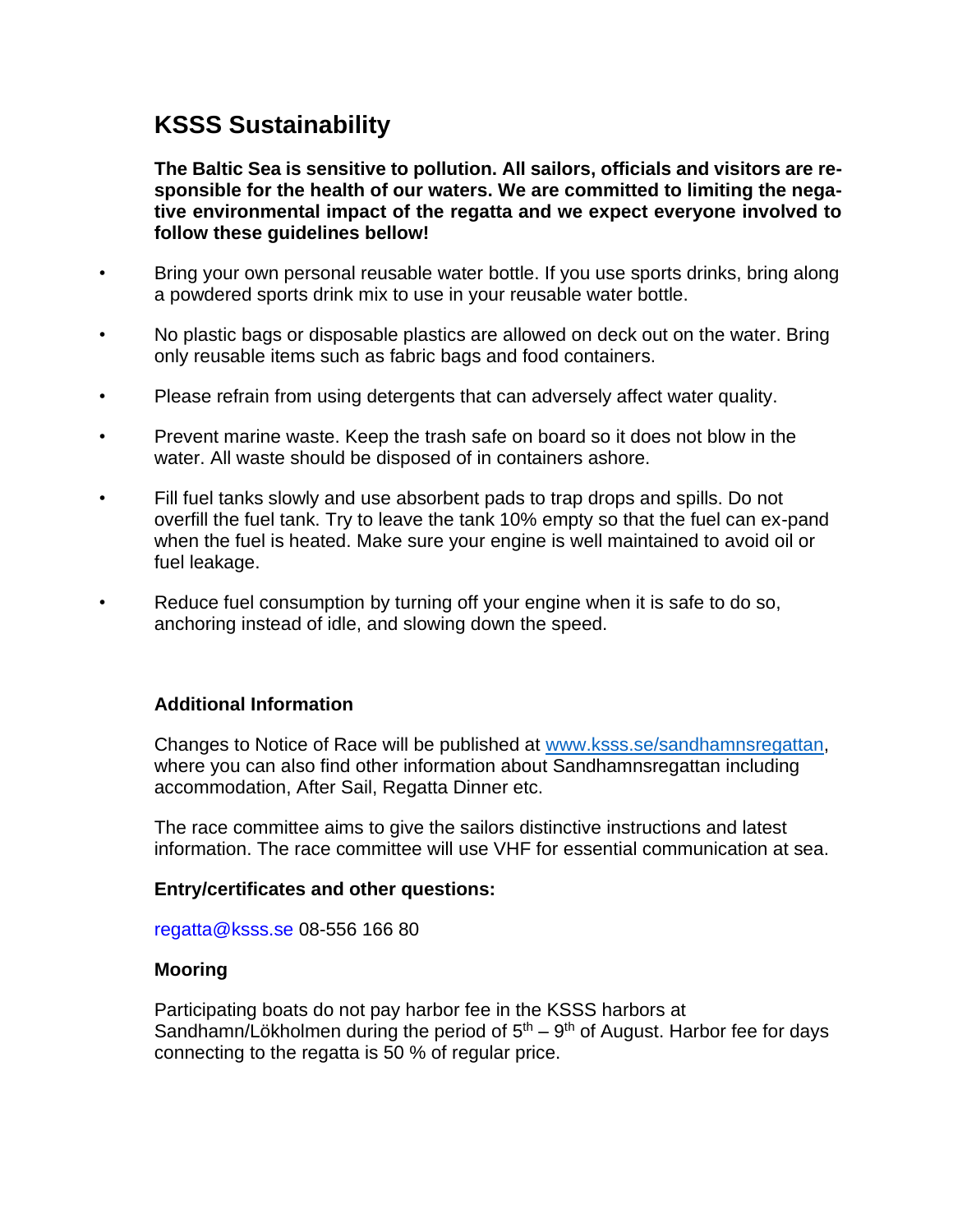# KSSS Sustainability

**The Baltic Sea is sensitive to pollution. All sailors, officials and visitors are responsible for the health of our waters. We are committed to limiting the negative environmental impact of the regatta and we expect everyone involved to follow these guidelines bellow!**

- Bring your own personal reusable water bottle. If you use sports drinks, bring along a powdered sports drink mix to use in your reusable water bottle.
- No plastic bags or disposable plastics are allowed on deck out on the water. Bring only reusable items such as fabric bags and food containers.
- Please refrain from using detergents that can adversely affect water quality.
- Prevent marine waste. Keep the trash safe on board so it does not blow in the water. All waste should be disposed of in containers ashore.
- Fill fuel tanks slowly and use absorbent pads to trap drops and spills. Do not overfill the fuel tank. Try to leave the tank 10% empty so that the fuel can ex-pand when the fuel is heated. Make sure your engine is well maintained to avoid oil or fuel leakage.
- Reduce fuel consumption by turning off your engine when it is safe to do so, anchoring instead of idle, and slowing down the speed.

### Additional Information

Changes to Notice of Race will be published at www.ksss.se/sandhamnsregattan, where you can also find other information about Sandhamnsregattan including accommodation, After Sail, Regatta Dinner etc.

The race committee aims to give the sailors distinctive instructions and latest information. The race committee will use VHF for essential communication at sea.

### Entry/certificates and other questions:

regatta@ksss.se 08-556 166 80

### Mooring

Participating boats do not pay harbor fee in the KSSS harbors at Sandhamn/Lökholmen during the period of 5th – 9th of August. Harbor fee for days connecting to the regatta is 50 % of regular price.